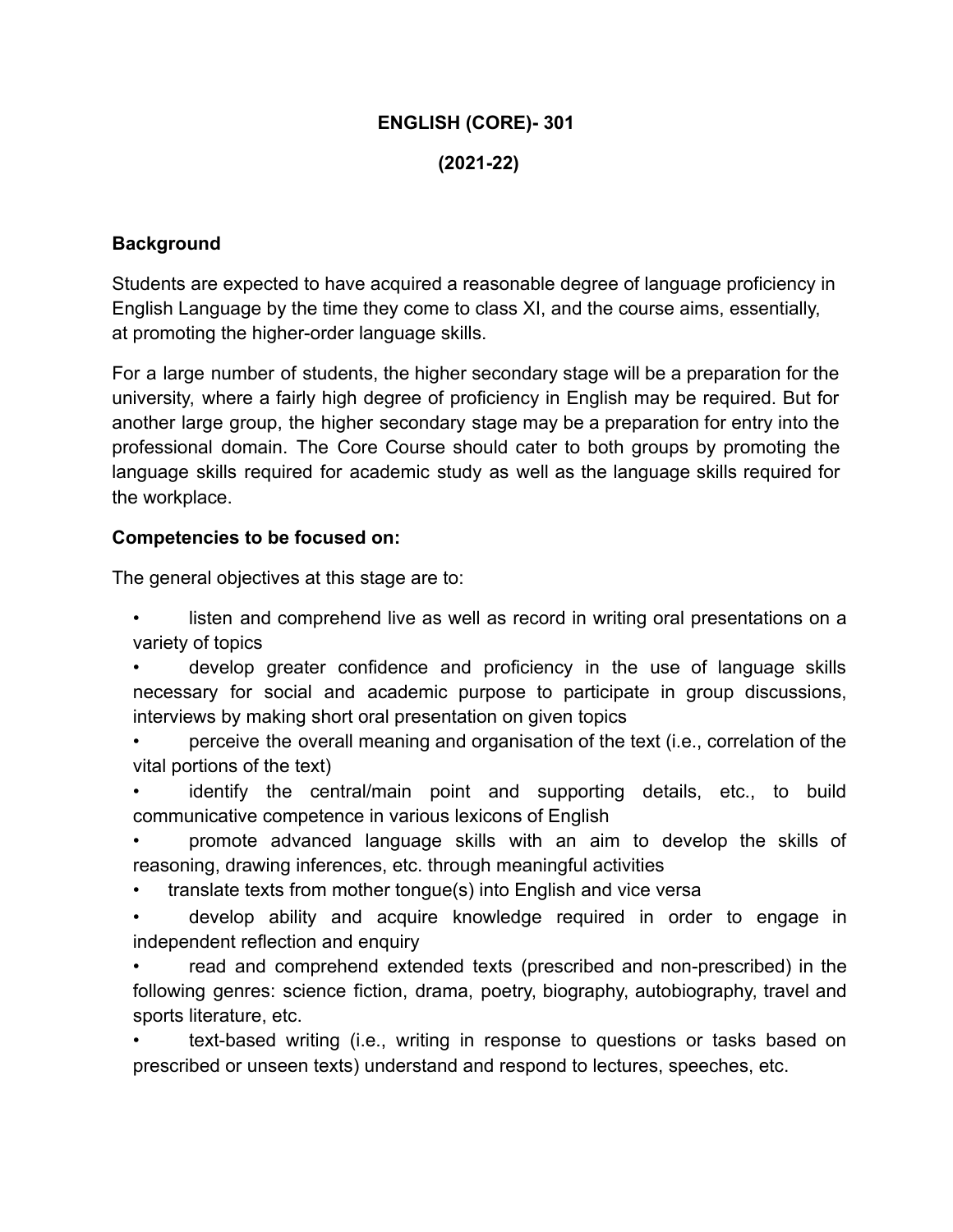# ENGLISH (CORE)- 301

## (2021-22)

**Background**

Students are expected to have acquired a reasonable degree of language proficiency in English Language by the time they come to class XI, and the course aims, essentially, at promoting the higher-order language skills.

For a large number of students, the higher secondary stage will be a preparation for the university, where a fairly high degree of proficiency in English may be required. But for another large group, the higher secondary stage may be a preparation for entry into the professional domain. The Core Course should cater to both groups by promoting the language skills required for academic study as well as the language skills required for the workplace.

**Competencies to be focused on:**

The general objectives at this stage are to:

- listen and comprehend live as well as record in writing oral presentations on a variety of topics
- develop greater confidence and proficiency in the use of language skills necessary for social and academic purpose to participate in group discussions, interviews by making short oral presentation on given topics
- perceive the overall meaning and organisation of the text (i.e., correlation of the vital portions of the text)
- identify the central/main point and supporting details, etc., to build communicative competence in various lexicons of English
- promote advanced language skills with an aim to develop the skills of reasoning, drawing inferences, etc. through meaningful activities
- translate texts from mother tongue(s) into English and vice versa
- develop ability and acquire knowledge required in order to engage in independent reflection and enquiry
- read and comprehend extended texts (prescribed and non-prescribed) in the following genres: science fiction, drama, poetry, biography, autobiography, travel and sports literature, etc.
- text-based writing (i.e., writing in response to questions or tasks based on prescribed or unseen texts) understand and respond to lectures, speeches, etc.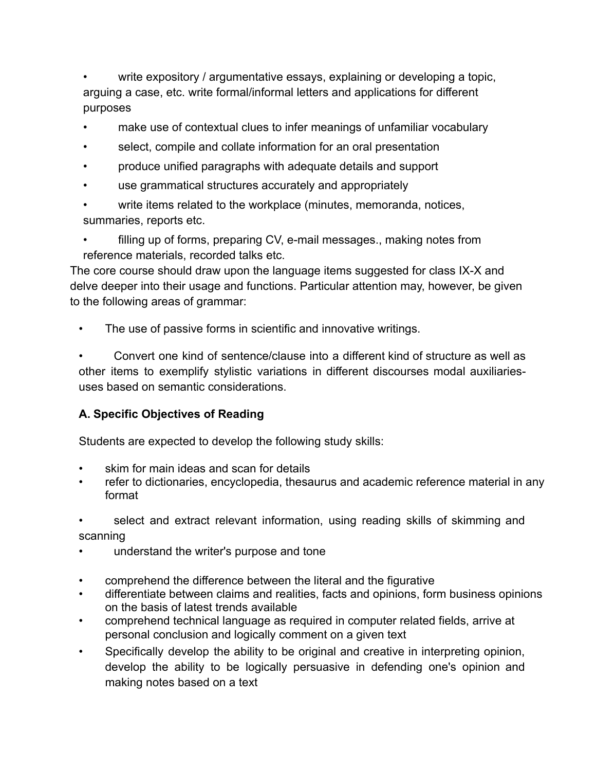- write expository / argumentative essays, explaining or developing a topic, arguing a case, etc. write formal/informal letters and applications for different purposes
- make use of contextual clues to infer meanings of unfamiliar vocabulary
- select, compile and collate information for an oral presentation
- produce unified paragraphs with adequate details and support
- use grammatical structures accurately and appropriately
- write items related to the workplace (minutes, memoranda, notices, summaries, reports etc.
- filling up of forms, preparing CV, e-mail messages., making notes from reference materials, recorded talks etc.

The core course should draw upon the language items suggested for class IX-X and delve deeper into their usage and functions. Particular attention may, however, be given to the following areas of grammar:

- The use of passive forms in scientific and innovative writings.
- Convert one kind of sentence/clause into a different kind of structure as well as other items to exemplify stylistic variations in different discourses modal auxiliaries- uses based on semantic considerations.

**A. Specific Objectives of Reading**

Students are expected to develop the following study skills:

- skim for main ideas and scan for details
- refer to dictionaries, encyclopedia, thesaurus and academic reference material in any format
- select and extract relevant information, using reading skills of skimming and scanning
- understand the writer's purpose and tone
- comprehend the difference between the literal and the figurative
- differentiate between claims and realities, facts and opinions, form business opinions on the basis of latest trends available
- comprehend technical language as required in computer related fields, arrive at personal conclusion and logically comment on a given text
- Specifically develop the ability to be original and creative in interpreting opinion, develop the ability to be logically persuasive in defending one's opinion and making notes based on a text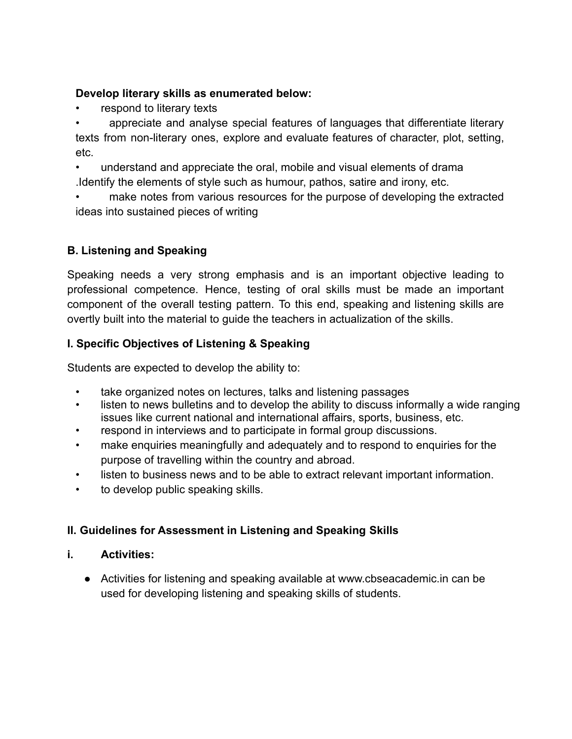**Develop literary skills as enumerated below:**

- respond to literary texts
- appreciate and analyse special features of languages that differentiate literary texts from non-literary ones, explore and evaluate features of character, plot, setting, etc.
- understand and appreciate the oral, mobile and visual elements of drama .Identify the elements of style such as humour, pathos, satire and irony, etc.
- make notes from various resources for the purpose of developing the extracted ideas into sustained pieces of writing

### B. Listening and Speaking

Speaking needs a very strong emphasis and is an important objective leading to professional competence. Hence, testing of oral skills must be made an important component of the overall testing pattern. To this end, speaking and listening skills are overtly built into the material to guide the teachers in actualization of the skills.

### I. Specific Objectives of Listening & Speaking

Students are expected to develop the ability to:

- take organized notes on lectures, talks and listening passages
- listen to news bulletins and to develop the ability to discuss informally a wide ranging issues like current national and international affairs, sports, business, etc.
- respond in interviews and to participate in formal group discussions.
- make enquiries meaningfully and adequately and to respond to enquiries for the purpose of travelling within the country and abroad.
- listen to business news and to be able to extract relevant important information.
- to develop public speaking skills.

### II. Guidelines for Assessment in Listening and Speaking Skills

**i. Activities:**

- Activities for listening and speaking available at www.cbseacademic.in can be used for developing listening and speaking skills of students.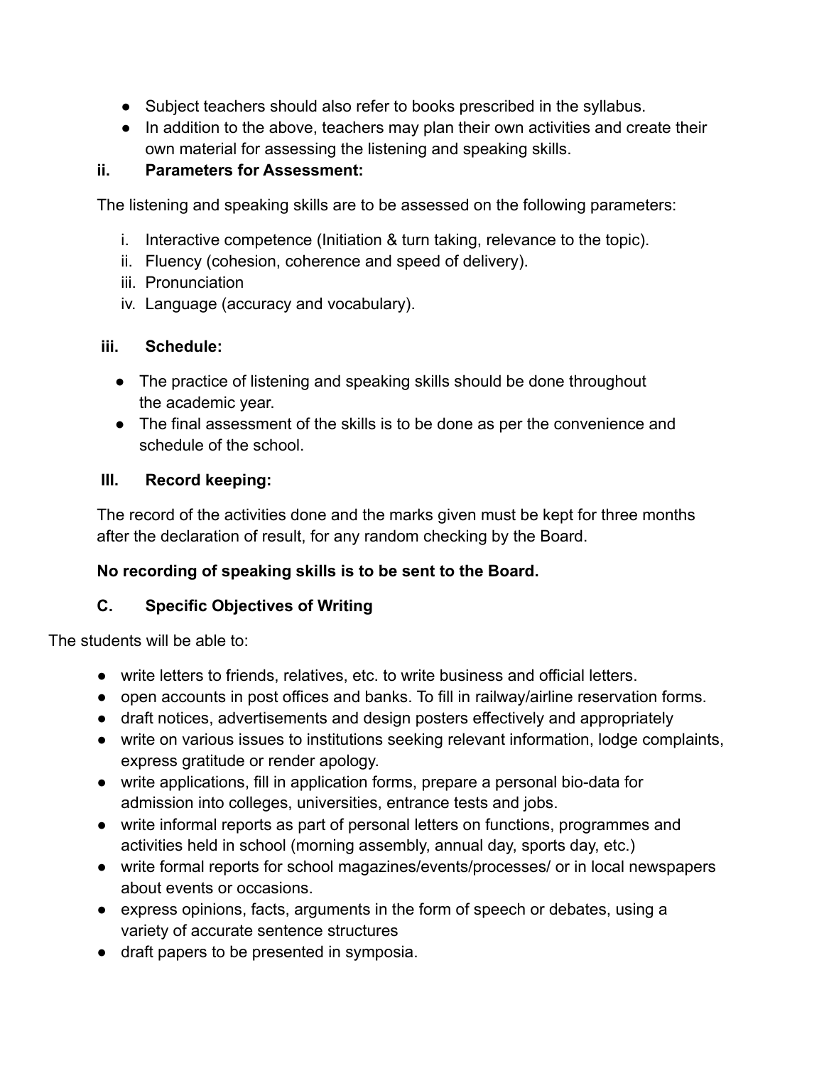- Subject teachers should also refer to books prescribed in the syllabus.
- In addition to the above, teachers may plan their own activities and create their own material for assessing the listening and speaking skills.

**ii. Parameters for Assessment:**

The listening and speaking skills are to be assessed on the following parameters:

i. Interactive competence (Initiation & turn taking, relevance to the topic).
ii. Fluency (cohesion, coherence and speed of delivery).
iii. Pronunciation
iv. Language (accuracy and vocabulary).

**iii. Schedule:**

- The practice of listening and speaking skills should be done throughout the academic year.
- The final assessment of the skills is to be done as per the convenience and schedule of the school.

**III. Record keeping:**

The record of the activities done and the marks given must be kept for three months after the declaration of result, for any random checking by the Board.

**No recording of speaking skills is to be sent to the Board.**

**C. Specific Objectives of Writing**

The students will be able to:

- write letters to friends, relatives, etc. to write business and official letters.
- open accounts in post offices and banks. To fill in railway/airline reservation forms.
- draft notices, advertisements and design posters effectively and appropriately
- write on various issues to institutions seeking relevant information, lodge complaints, express gratitude or render apology.
- write applications, fill in application forms, prepare a personal bio-data for admission into colleges, universities, entrance tests and jobs.
- write informal reports as part of personal letters on functions, programmes and activities held in school (morning assembly, annual day, sports day, etc.)
- write formal reports for school magazines/events/processes/ or in local newspapers about events or occasions.
- express opinions, facts, arguments in the form of speech or debates, using a variety of accurate sentence structures
- draft papers to be presented in symposia.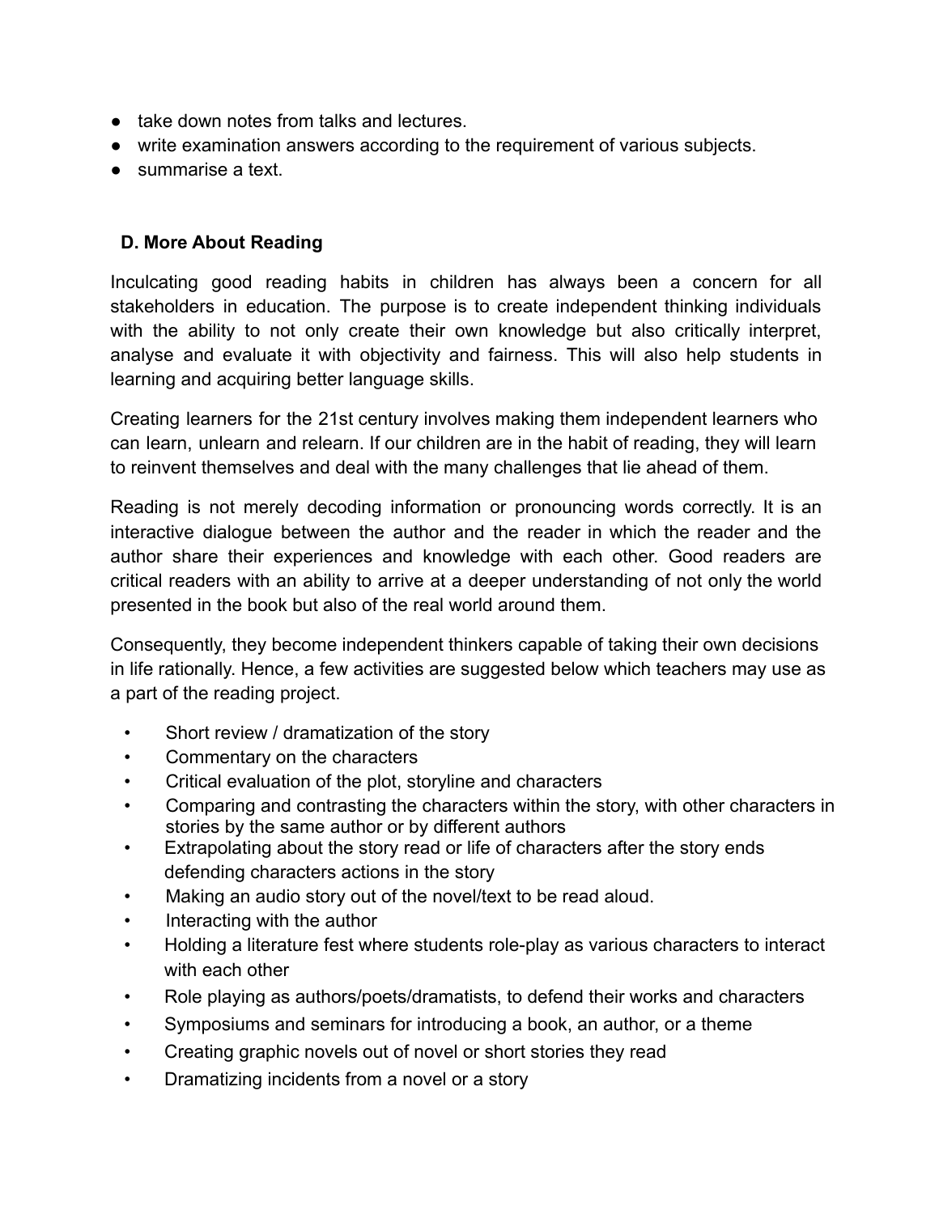- take down notes from talks and lectures.
- write examination answers according to the requirement of various subjects.
- summarise a text.

## D. More About Reading

Inculcating good reading habits in children has always been a concern for all stakeholders in education. The purpose is to create independent thinking individuals with the ability to not only create their own knowledge but also critically interpret, analyse and evaluate it with objectivity and fairness. This will also help students in learning and acquiring better language skills.

Creating learners for the 21st century involves making them independent learners who can learn, unlearn and relearn. If our children are in the habit of reading, they will learn to reinvent themselves and deal with the many challenges that lie ahead of them.

Reading is not merely decoding information or pronouncing words correctly. It is an interactive dialogue between the author and the reader in which the reader and the author share their experiences and knowledge with each other. Good readers are critical readers with an ability to arrive at a deeper understanding of not only the world presented in the book but also of the real world around them.

Consequently, they become independent thinkers capable of taking their own decisions in life rationally. Hence, a few activities are suggested below which teachers may use as a part of the reading project.

- Short review / dramatization of the story
- Commentary on the characters
- Critical evaluation of the plot, storyline and characters
- Comparing and contrasting the characters within the story, with other characters in stories by the same author or by different authors
- Extrapolating about the story read or life of characters after the story ends defending characters actions in the story
- Making an audio story out of the novel/text to be read aloud.
- Interacting with the author
- Holding a literature fest where students role-play as various characters to interact with each other
- Role playing as authors/poets/dramatists, to defend their works and characters
- Symposiums and seminars for introducing a book, an author, or a theme
- Creating graphic novels out of novel or short stories they read
- Dramatizing incidents from a novel or a story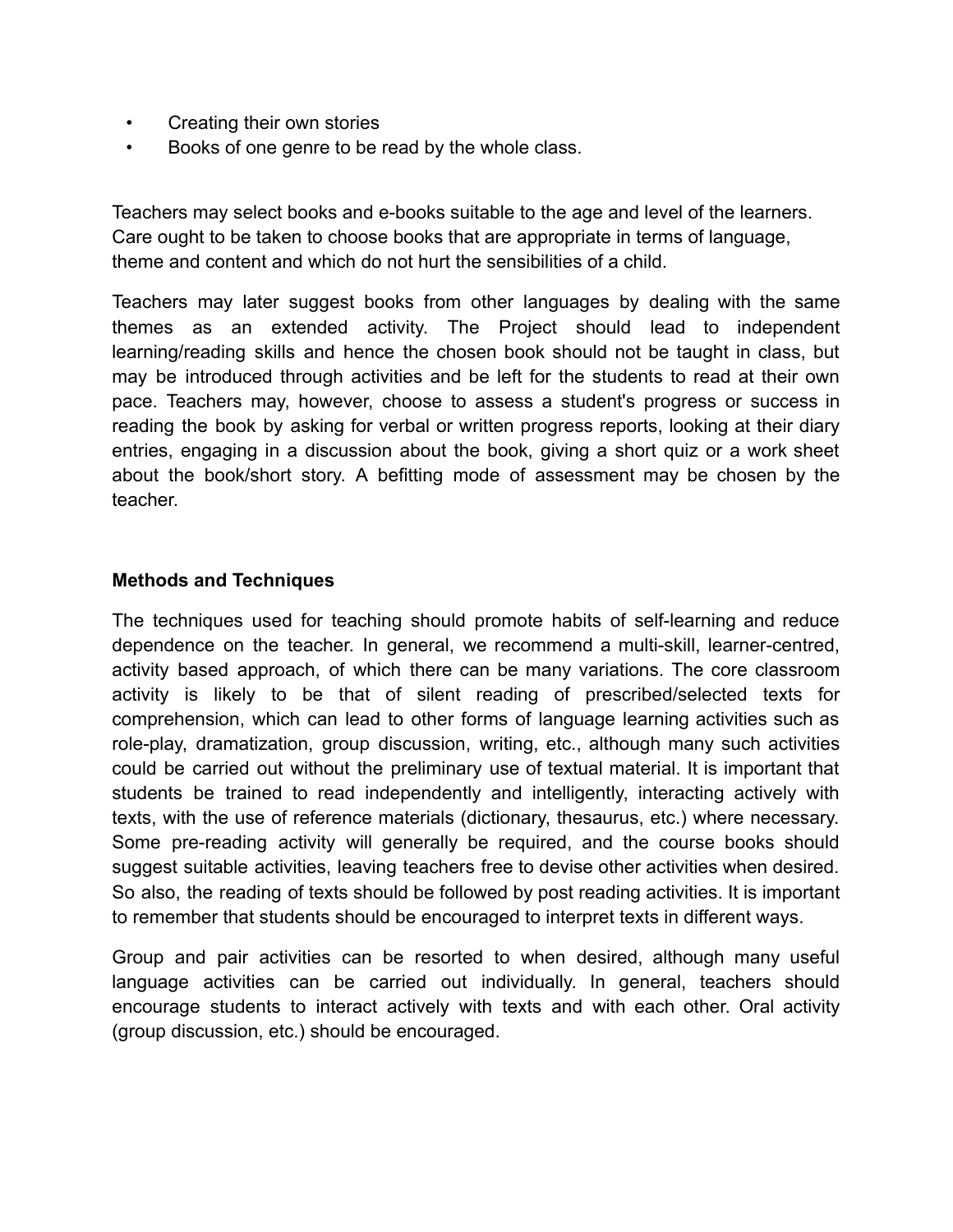- Creating their own stories
- Books of one genre to be read by the whole class.

Teachers may select books and e-books suitable to the age and level of the learners. Care ought to be taken to choose books that are appropriate in terms of language, theme and content and which do not hurt the sensibilities of a child.

Teachers may later suggest books from other languages by dealing with the same themes as an extended activity. The Project should lead to independent learning/reading skills and hence the chosen book should not be taught in class, but may be introduced through activities and be left for the students to read at their own pace. Teachers may, however, choose to assess a student's progress or success in reading the book by asking for verbal or written progress reports, looking at their diary entries, engaging in a discussion about the book, giving a short quiz or a work sheet about the book/short story. A befitting mode of assessment may be chosen by the teacher.

**Methods and Techniques**

The techniques used for teaching should promote habits of self-learning and reduce dependence on the teacher. In general, we recommend a multi-skill, learner-centred, activity based approach, of which there can be many variations. The core classroom activity is likely to be that of silent reading of prescribed/selected texts for comprehension, which can lead to other forms of language learning activities such as role-play, dramatization, group discussion, writing, etc., although many such activities could be carried out without the preliminary use of textual material. It is important that students be trained to read independently and intelligently, interacting actively with texts, with the use of reference materials (dictionary, thesaurus, etc.) where necessary. Some pre-reading activity will generally be required, and the course books should suggest suitable activities, leaving teachers free to devise other activities when desired. So also, the reading of texts should be followed by post reading activities. It is important to remember that students should be encouraged to interpret texts in different ways.

Group and pair activities can be resorted to when desired, although many useful language activities can be carried out individually. In general, teachers should encourage students to interact actively with texts and with each other. Oral activity (group discussion, etc.) should be encouraged.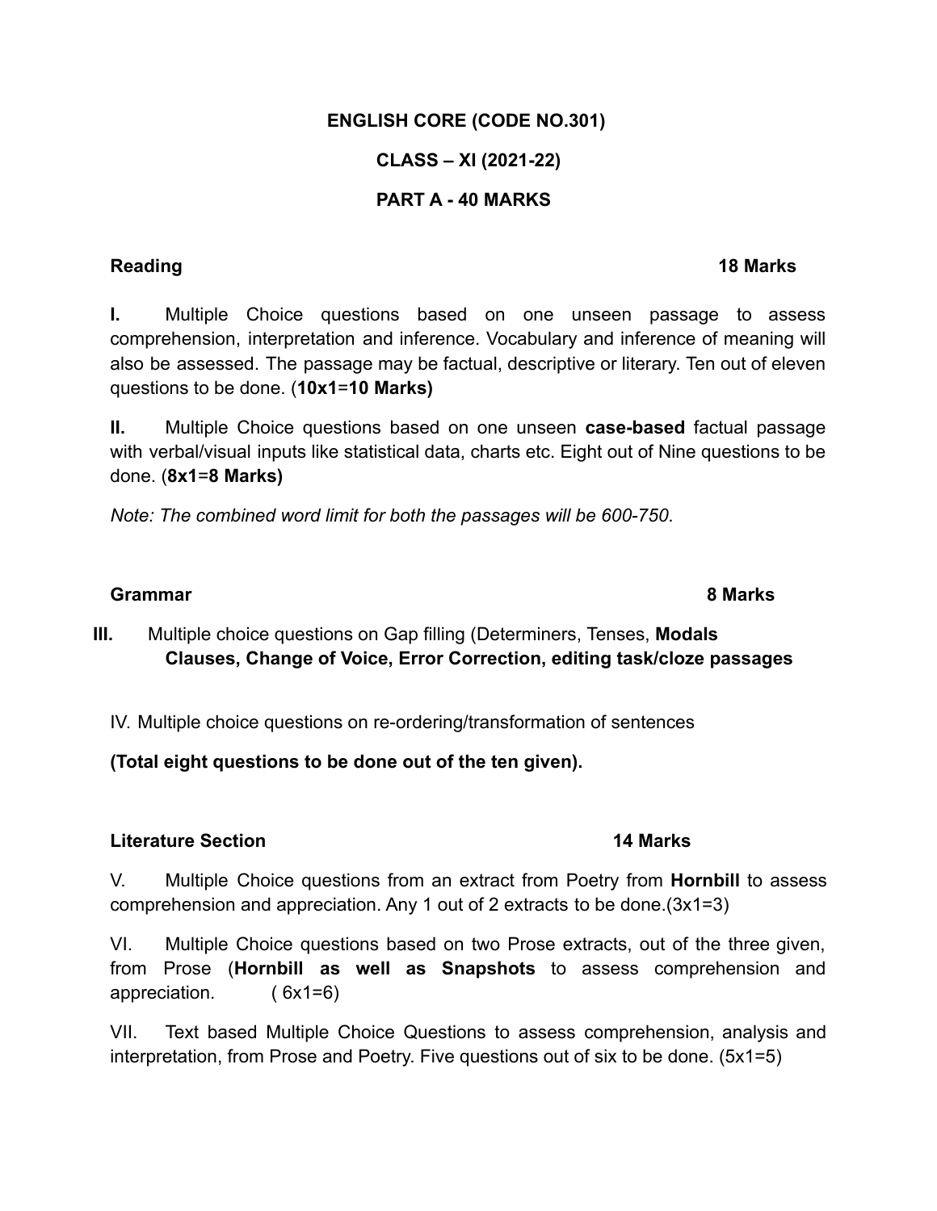# ENGLISH CORE (CODE NO.301)

## CLASS – XI (2021-22)

## PART A - 40 MARKS

**Reading** **18 Marks**

**I.** Multiple Choice questions based on one unseen passage to assess comprehension, interpretation and inference. Vocabulary and inference of meaning will also be assessed. The passage may be factual, descriptive or literary. Ten out of eleven questions to be done. (**10x1**=**10 Marks)**

**II.** Multiple Choice questions based on one unseen **case-based** factual passage with verbal/visual inputs like statistical data, charts etc. Eight out of Nine questions to be done. (**8x1**=**8 Marks)**

*Note: The combined word limit for both the passages will be 600-750*.

**Grammar** **8 Marks**

**III.** Multiple choice questions on Gap filling (Determiners, Tenses, **Modals Clauses, Change of Voice, Error Correction, editing task/cloze passages**

IV. Multiple choice questions on re-ordering/transformation of sentences

**(Total eight questions to be done out of the ten given).**

**Literature Section** **14 Marks**

V. Multiple Choice questions from an extract from Poetry from **Hornbill** to assess comprehension and appreciation. Any 1 out of 2 extracts to be done.(3x1=3)

VI. Multiple Choice questions based on two Prose extracts, out of the three given, from Prose (**Hornbill as well as Snapshots** to assess comprehension and appreciation. ( 6x1=6)

VII. Text based Multiple Choice Questions to assess comprehension, analysis and interpretation, from Prose and Poetry. Five questions out of six to be done. (5x1=5)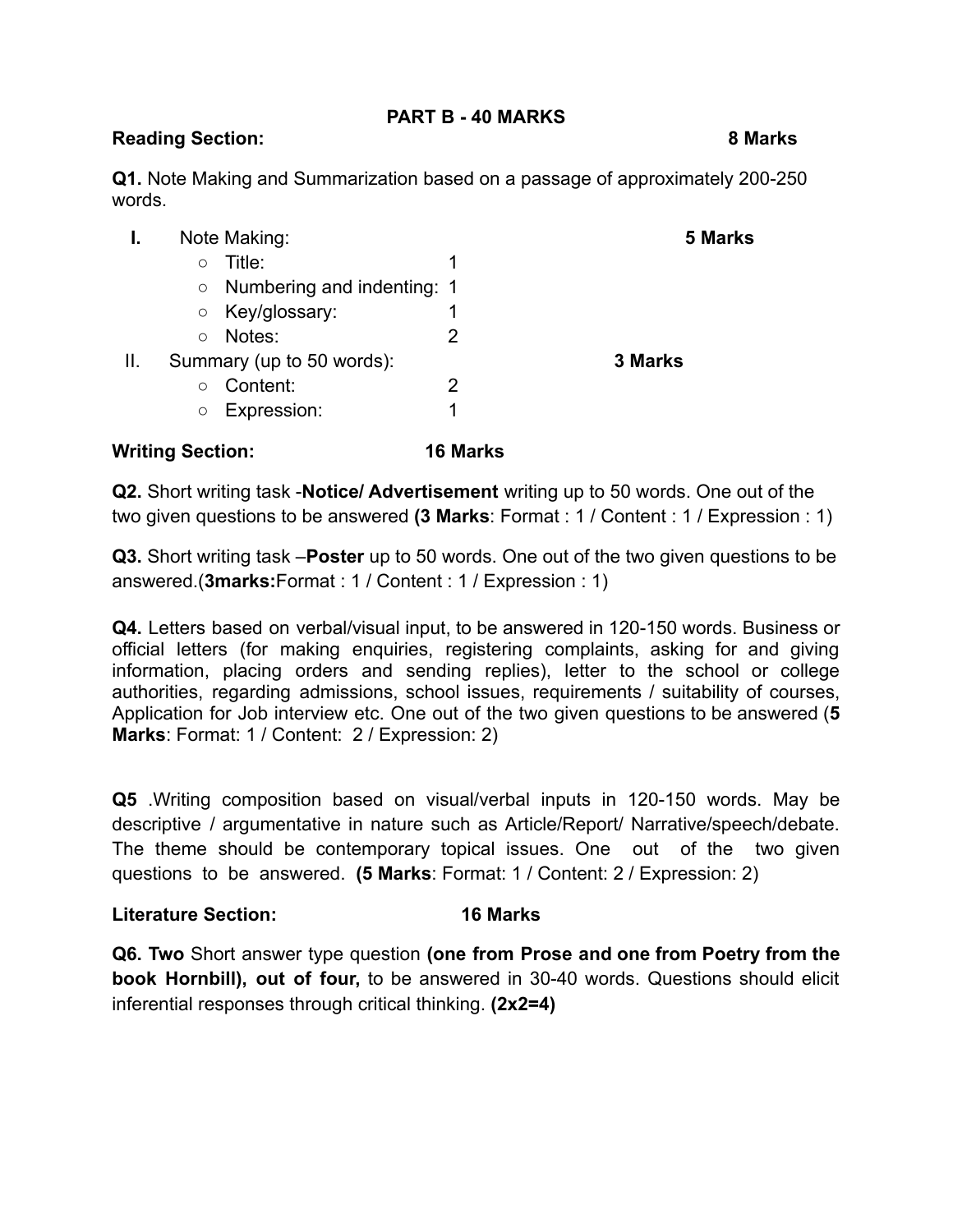**PART B - 40 MARKS**

**Reading Section:** **8 Marks**

**Q1.** Note Making and Summarization based on a passage of approximately 200-250 words.

**I.** Note Making: **5 Marks**

- Title: 1
- Numbering and indenting: 1
- Key/glossary: 1
- Notes: 2

II. Summary (up to 50 words): **3 Marks**

- Content: 2
- Expression: 1

**Writing Section:** **16 Marks**

**Q2.** Short writing task -**Notice/ Advertisement** writing up to 50 words. One out of the two given questions to be answered **(3 Marks**: Format : 1 / Content : 1 / Expression : 1)

**Q3.** Short writing task –**Poster** up to 50 words. One out of the two given questions to be answered.(**3marks:**Format : 1 / Content : 1 / Expression : 1)

**Q4.** Letters based on verbal/visual input, to be answered in 120-150 words. Business or official letters (for making enquiries, registering complaints, asking for and giving information, placing orders and sending replies), letter to the school or college authorities, regarding admissions, school issues, requirements / suitability of courses, Application for Job interview etc. One out of the two given questions to be answered (**5 Marks**: Format: 1 / Content: 2 / Expression: 2)

**Q5** .Writing composition based on visual/verbal inputs in 120-150 words. May be descriptive / argumentative in nature such as Article/Report/ Narrative/speech/debate. The theme should be contemporary topical issues. One out of the two given questions to be answered. **(5 Marks**: Format: 1 / Content: 2 / Expression: 2)

**Literature Section:** **16 Marks**

**Q6. Two** Short answer type question **(one from Prose and one from Poetry from the book Hornbill), out of four,** to be answered in 30-40 words. Questions should elicit inferential responses through critical thinking. **(2x2=4)**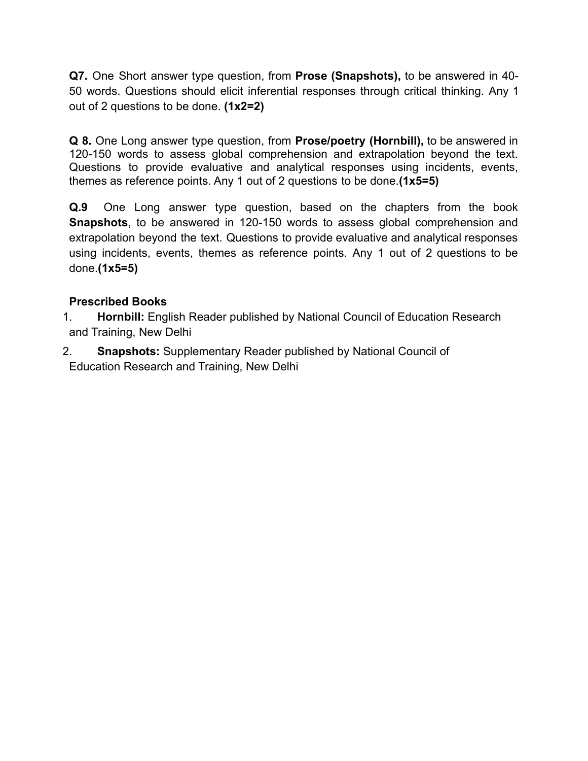**Q7.** One Short answer type question, from **Prose (Snapshots),** to be answered in 40-50 words. Questions should elicit inferential responses through critical thinking. Any 1 out of 2 questions to be done. **(1x2=2)**

**Q 8.** One Long answer type question, from **Prose/poetry (Hornbill),** to be answered in 120-150 words to assess global comprehension and extrapolation beyond the text. Questions to provide evaluative and analytical responses using incidents, events, themes as reference points. Any 1 out of 2 questions to be done.**(1x5=5)**

**Q.9** One Long answer type question, based on the chapters from the book **Snapshots**, to be answered in 120-150 words to assess global comprehension and extrapolation beyond the text. Questions to provide evaluative and analytical responses using incidents, events, themes as reference points. Any 1 out of 2 questions to be done.**(1x5=5)**

**Prescribed Books**

1. **Hornbill:** English Reader published by National Council of Education Research and Training, New Delhi
2. **Snapshots:** Supplementary Reader published by National Council of Education Research and Training, New Delhi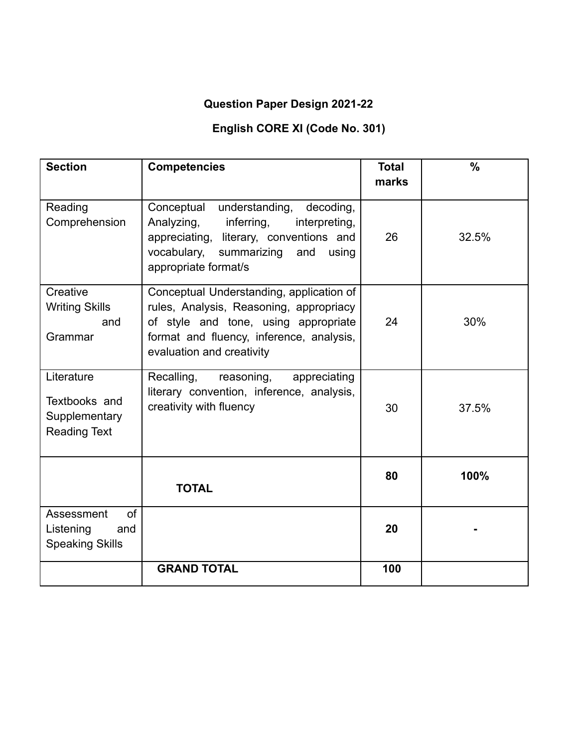**Question Paper Design 2021-22**

**English CORE XI (Code No. 301)**

| **Section** | **Competencies** | **Total marks** | **%** |
|---|---|---|---|
| Reading Comprehension | Conceptual understanding, decoding, Analyzing, inferring, interpreting, appreciating, literary, conventions and vocabulary, summarizing and using appropriate format/s | 26 | 32.5% |
| Creative Writing Skills and Grammar | Conceptual Understanding, application of rules, Analysis, Reasoning, appropriacy of style and tone, using appropriate format and fluency, inference, analysis, evaluation and creativity | 24 | 30% |
| Literature Textbooks and Supplementary Reading Text | Recalling, reasoning, appreciating literary convention, inference, analysis, creativity with fluency | 30 | 37.5% |
| | **TOTAL** | **80** | **100%** |
| Assessment of Listening and Speaking Skills | | **20** | **-** |
| | **GRAND TOTAL** | **100** | |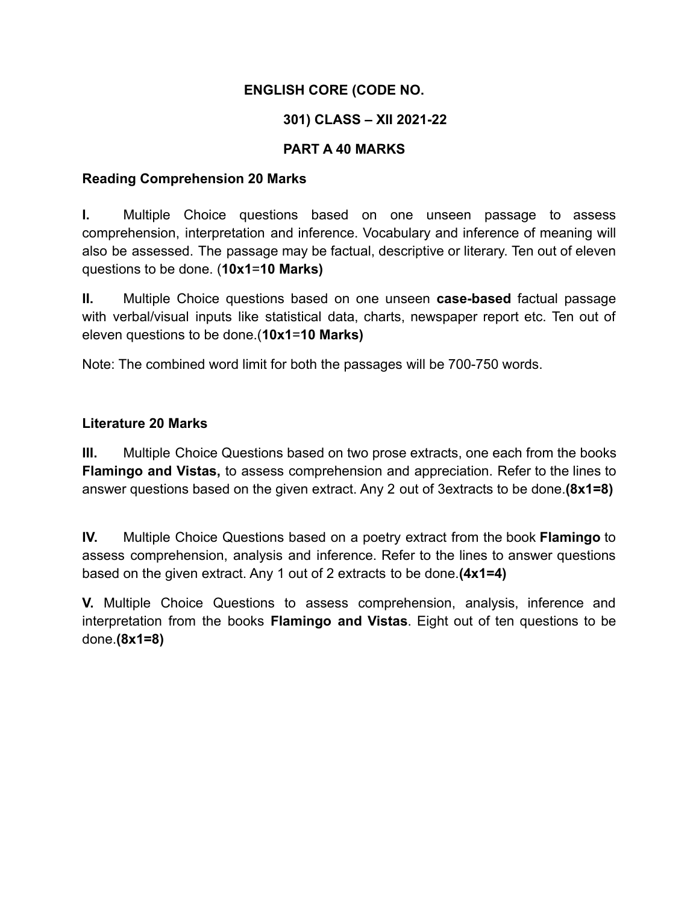**ENGLISH CORE (CODE NO. 301) CLASS – XII 2021-22**

**PART A 40 MARKS**

**Reading Comprehension 20 Marks**

**I.** Multiple Choice questions based on one unseen passage to assess comprehension, interpretation and inference. Vocabulary and inference of meaning will also be assessed. The passage may be factual, descriptive or literary. Ten out of eleven questions to be done. (**10x1**=**10 Marks)**

**II.** Multiple Choice questions based on one unseen **case-based** factual passage with verbal/visual inputs like statistical data, charts, newspaper report etc. Ten out of eleven questions to be done.(**10x1**=**10 Marks)**

Note: The combined word limit for both the passages will be 700-750 words.

**Literature 20 Marks**

**III.** Multiple Choice Questions based on two prose extracts, one each from the books **Flamingo and Vistas,** to assess comprehension and appreciation. Refer to the lines to answer questions based on the given extract. Any 2 out of 3extracts to be done.**(8x1=8)**

**IV.** Multiple Choice Questions based on a poetry extract from the book **Flamingo** to assess comprehension, analysis and inference. Refer to the lines to answer questions based on the given extract. Any 1 out of 2 extracts to be done.**(4x1=4)**

**V.** Multiple Choice Questions to assess comprehension, analysis, inference and interpretation from the books **Flamingo and Vistas**. Eight out of ten questions to be done.**(8x1=8)**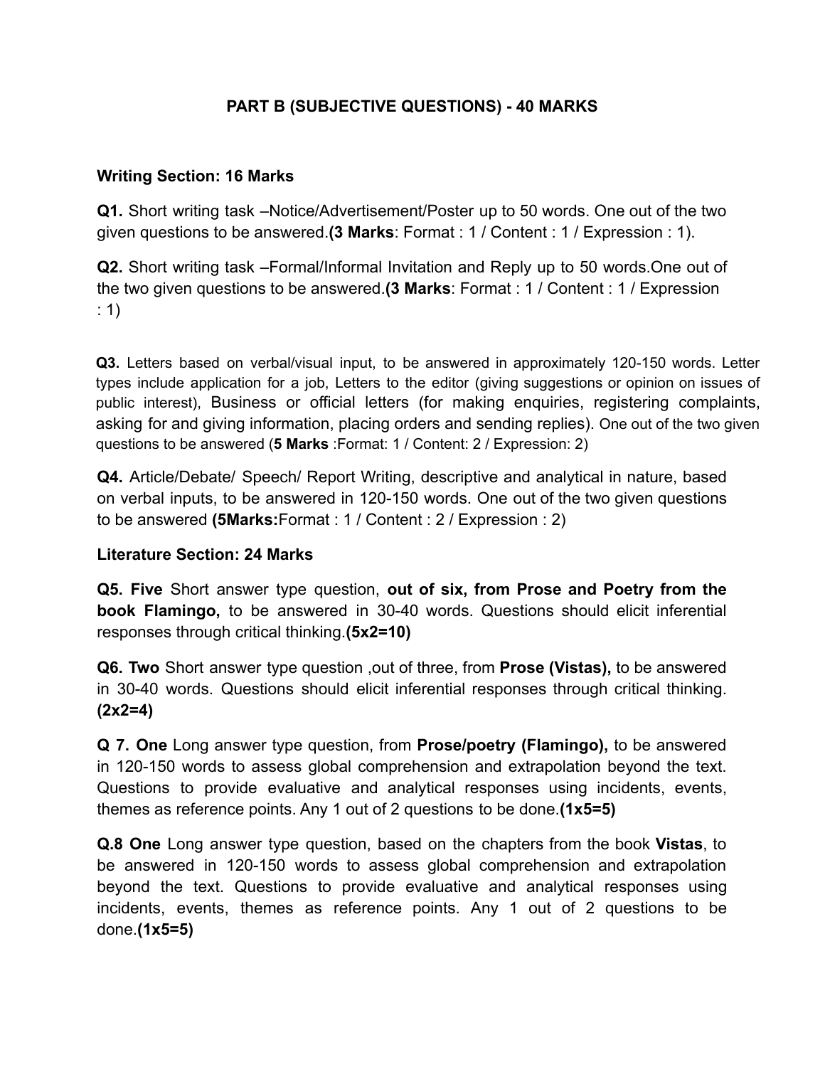## PART B (SUBJECTIVE QUESTIONS) - 40 MARKS

**Writing Section: 16 Marks**

**Q1.** Short writing task –Notice/Advertisement/Poster up to 50 words. One out of the two given questions to be answered.**(3 Marks**: Format : 1 / Content : 1 / Expression : 1).

**Q2.** Short writing task –Formal/Informal Invitation and Reply up to 50 words.One out of the two given questions to be answered.**(3 Marks**: Format : 1 / Content : 1 / Expression : 1)

**Q3.** Letters based on verbal/visual input, to be answered in approximately 120-150 words. Letter types include application for a job, Letters to the editor (giving suggestions or opinion on issues of public interest), Business or official letters (for making enquiries, registering complaints, asking for and giving information, placing orders and sending replies). One out of the two given questions to be answered (**5 Marks** :Format: 1 / Content: 2 / Expression: 2)

**Q4.** Article/Debate/ Speech/ Report Writing, descriptive and analytical in nature, based on verbal inputs, to be answered in 120-150 words. One out of the two given questions to be answered **(5Marks:**Format : 1 / Content : 2 / Expression : 2)

**Literature Section: 24 Marks**

**Q5. Five** Short answer type question, **out of six, from Prose and Poetry from the book Flamingo,** to be answered in 30-40 words. Questions should elicit inferential responses through critical thinking.**(5x2=10)**

**Q6. Two** Short answer type question ,out of three, from **Prose (Vistas),** to be answered in 30-40 words. Questions should elicit inferential responses through critical thinking. **(2x2=4)**

**Q 7. One** Long answer type question, from **Prose/poetry (Flamingo),** to be answered in 120-150 words to assess global comprehension and extrapolation beyond the text. Questions to provide evaluative and analytical responses using incidents, events, themes as reference points. Any 1 out of 2 questions to be done.**(1x5=5)**

**Q.8 One** Long answer type question, based on the chapters from the book **Vistas**, to be answered in 120-150 words to assess global comprehension and extrapolation beyond the text. Questions to provide evaluative and analytical responses using incidents, events, themes as reference points. Any 1 out of 2 questions to be done.**(1x5=5)**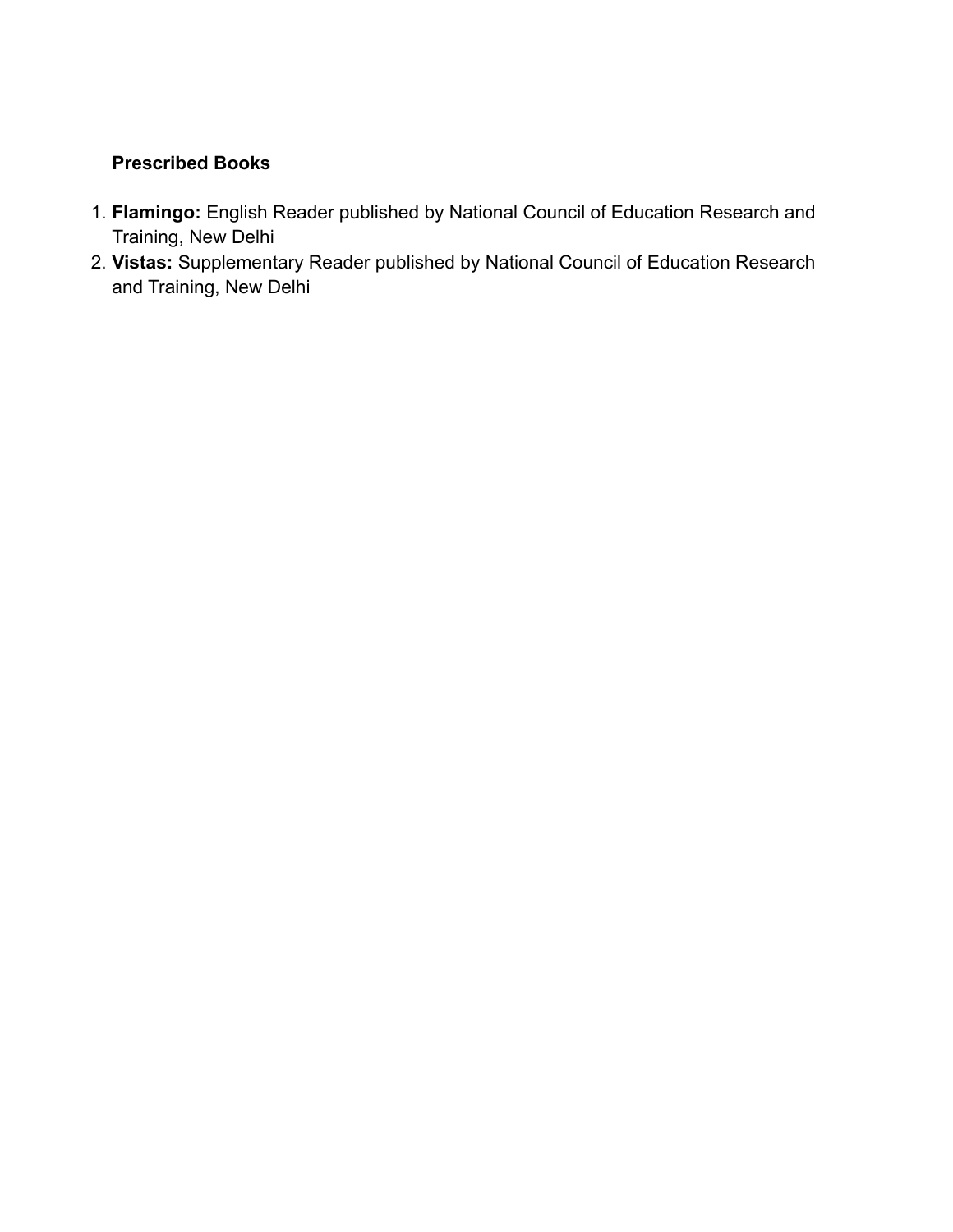**Prescribed Books**

1. **Flamingo:** English Reader published by National Council of Education Research and Training, New Delhi
2. **Vistas:** Supplementary Reader published by National Council of Education Research and Training, New Delhi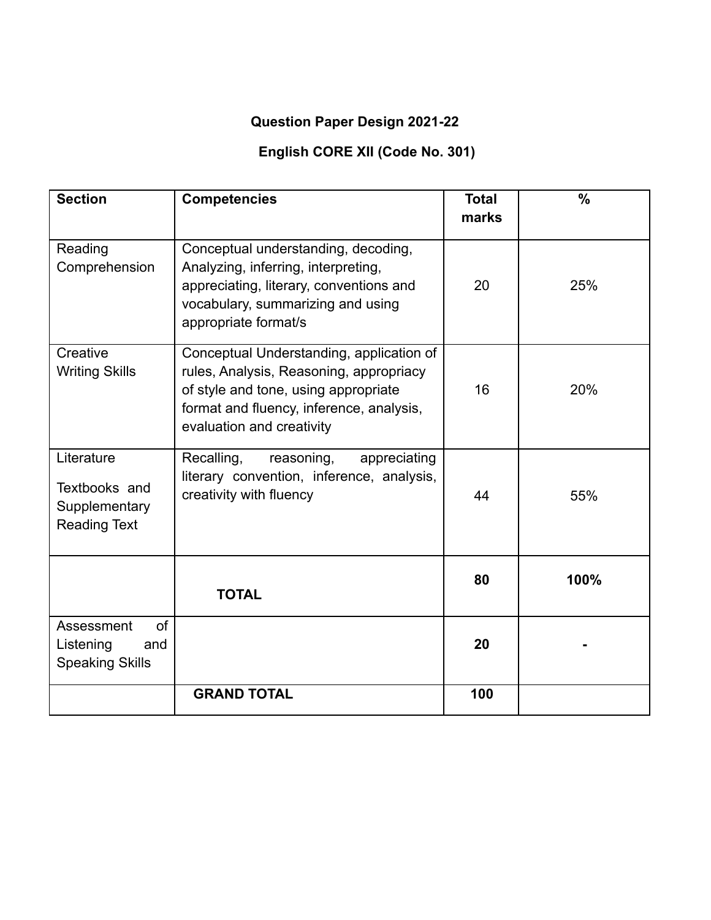**Question Paper Design 2021-22**

**English CORE XII (Code No. 301)**

| Section | Competencies | Total marks | % |
|---|---|---|---|
| Reading Comprehension | Conceptual understanding, decoding, Analyzing, inferring, interpreting, appreciating, literary, conventions and vocabulary, summarizing and using appropriate format/s | 20 | 25% |
| Creative Writing Skills | Conceptual Understanding, application of rules, Analysis, Reasoning, appropriacy of style and tone, using appropriate format and fluency, inference, analysis, evaluation and creativity | 16 | 20% |
| Literature Textbooks and Supplementary Reading Text | Recalling, reasoning, appreciating literary convention, inference, analysis, creativity with fluency | 44 | 55% |
| | **TOTAL** | **80** | **100%** |
| Assessment of Listening and Speaking Skills | | **20** | **-** |
| | **GRAND TOTAL** | **100** | |